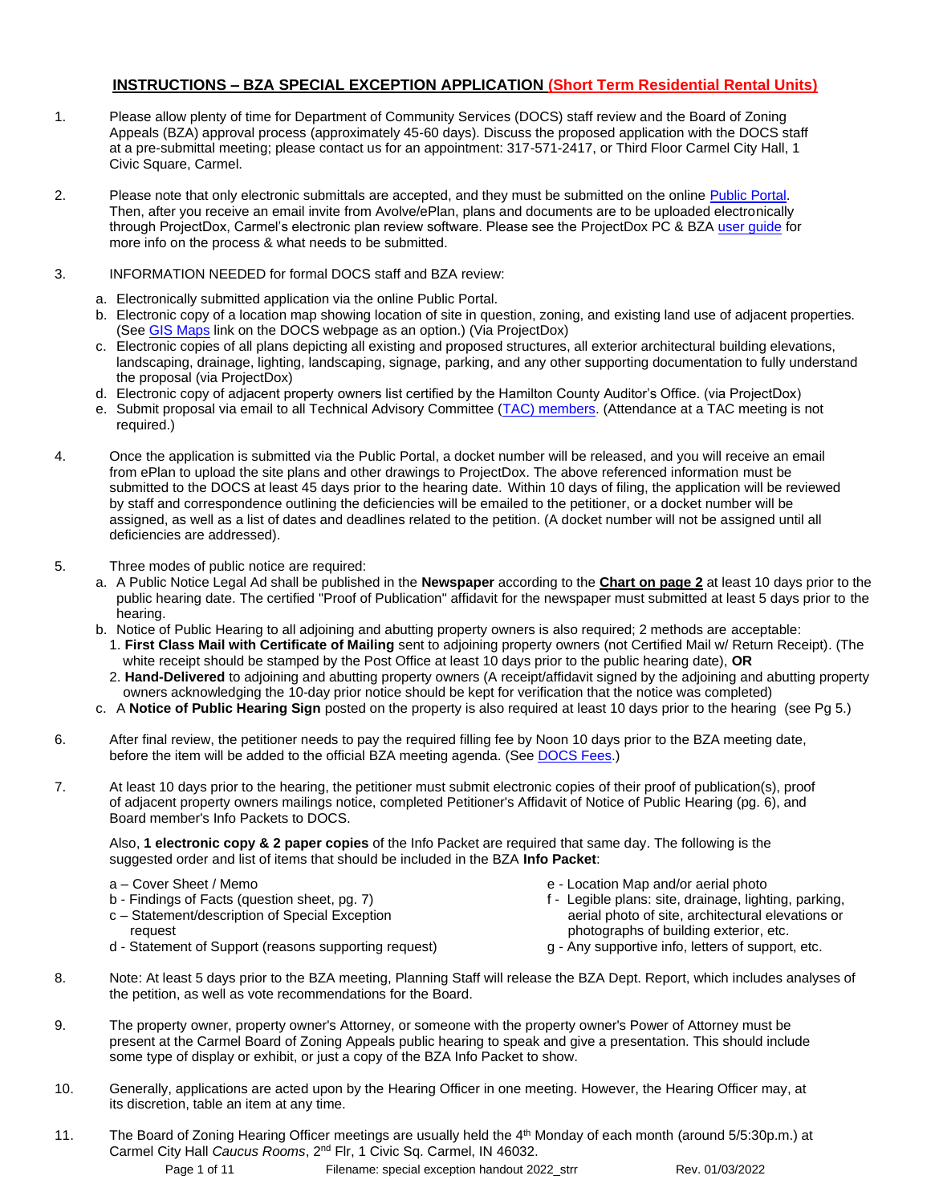# INSTRUCTIONS – BZA SPECIAL EXCEPTION APPLICATION (Short Term Residential Rental Units)

1. Please allow plenty of time for Department of Community Services (DOCS) staff review and the Board of Zoning Appeals (BZA) approval process (approximately 45-60 days). Discuss the proposed application with the DOCS staff at a pre-submittal meeting; please contact us for an appointment: 317-571-2417, or Third Floor Carmel City Hall, 1 Civic Square, Carmel.

2. Please note that only electronic submittals are accepted, and they must be submitted on the online Public Portal. Then, after you receive an email invite from Avolve/ePlan, plans and documents are to be uploaded electronically through ProjectDox, Carmel's electronic plan review software. Please see the ProjectDox PC & BZA user guide for more info on the process & what needs to be submitted.

3. INFORMATION NEEDED for formal DOCS staff and BZA review:
   a. Electronically submitted application via the online Public Portal.
   b. Electronic copy of a location map showing location of site in question, zoning, and existing land use of adjacent properties. (See GIS Maps link on the DOCS webpage as an option.) (Via ProjectDox)
   c. Electronic copies of all plans depicting all existing and proposed structures, all exterior architectural building elevations, landscaping, drainage, lighting, landscaping, signage, parking, and any other supporting documentation to fully understand the proposal (via ProjectDox)
   d. Electronic copy of adjacent property owners list certified by the Hamilton County Auditor's Office. (via ProjectDox)
   e. Submit proposal via email to all Technical Advisory Committee (TAC) members. (Attendance at a TAC meeting is not required.)

4. Once the application is submitted via the Public Portal, a docket number will be released, and you will receive an email from ePlan to upload the site plans and other drawings to ProjectDox. The above referenced information must be submitted to the DOCS at least 45 days prior to the hearing date. Within 10 days of filing, the application will be reviewed by staff and correspondence outlining the deficiencies will be emailed to the petitioner, or a docket number will be assigned, as well as a list of dates and deadlines related to the petition. (A docket number will not be assigned until all deficiencies are addressed).

5. Three modes of public notice are required:
   a. A Public Notice Legal Ad shall be published in the **Newspaper** according to the **Chart on page 2** at least 10 days prior to the public hearing date. The certified "Proof of Publication" affidavit for the newspaper must submitted at least 5 days prior to the hearing.
   b. Notice of Public Hearing to all adjoining and abutting property owners is also required; 2 methods are acceptable:
      1. **First Class Mail with Certificate of Mailing** sent to adjoining property owners (not Certified Mail w/ Return Receipt). (The white receipt should be stamped by the Post Office at least 10 days prior to the public hearing date), **OR**
      2. **Hand-Delivered** to adjoining and abutting property owners (A receipt/affidavit signed by the adjoining and abutting property owners acknowledging the 10-day prior notice should be kept for verification that the notice was completed)
   c. A **Notice of Public Hearing Sign** posted on the property is also required at least 10 days prior to the hearing (see Pg 5.)

6. After final review, the petitioner needs to pay the required filling fee by Noon 10 days prior to the BZA meeting date, before the item will be added to the official BZA meeting agenda. (See DOCS Fees.)

7. At least 10 days prior to the hearing, the petitioner must submit electronic copies of their proof of publication(s), proof of adjacent property owners mailings notice, completed Petitioner's Affidavit of Notice of Public Hearing (pg. 6), and Board member's Info Packets to DOCS.

   Also, **1 electronic copy & 2 paper copies** of the Info Packet are required that same day. The following is the suggested order and list of items that should be included in the BZA **Info Packet**:

   a – Cover Sheet / Memo
   b - Findings of Facts (question sheet, pg. 7)
   c – Statement/description of Special Exception request
   d - Statement of Support (reasons supporting request)
   e - Location Map and/or aerial photo
   f - Legible plans: site, drainage, lighting, parking, aerial photo of site, architectural elevations or photographs of building exterior, etc.
   g - Any supportive info, letters of support, etc.

8. Note: At least 5 days prior to the BZA meeting, Planning Staff will release the BZA Dept. Report, which includes analyses of the petition, as well as vote recommendations for the Board.

9. The property owner, property owner's Attorney, or someone with the property owner's Power of Attorney must be present at the Carmel Board of Zoning Appeals public hearing to speak and give a presentation. This should include some type of display or exhibit, or just a copy of the BZA Info Packet to show.

10. Generally, applications are acted upon by the Hearing Officer in one meeting. However, the Hearing Officer may, at its discretion, table an item at any time.

11. The Board of Zoning Hearing Officer meetings are usually held the 4th Monday of each month (around 5/5:30p.m.) at Carmel City Hall *Caucus Rooms*, 2nd Flr, 1 Civic Sq. Carmel, IN 46032.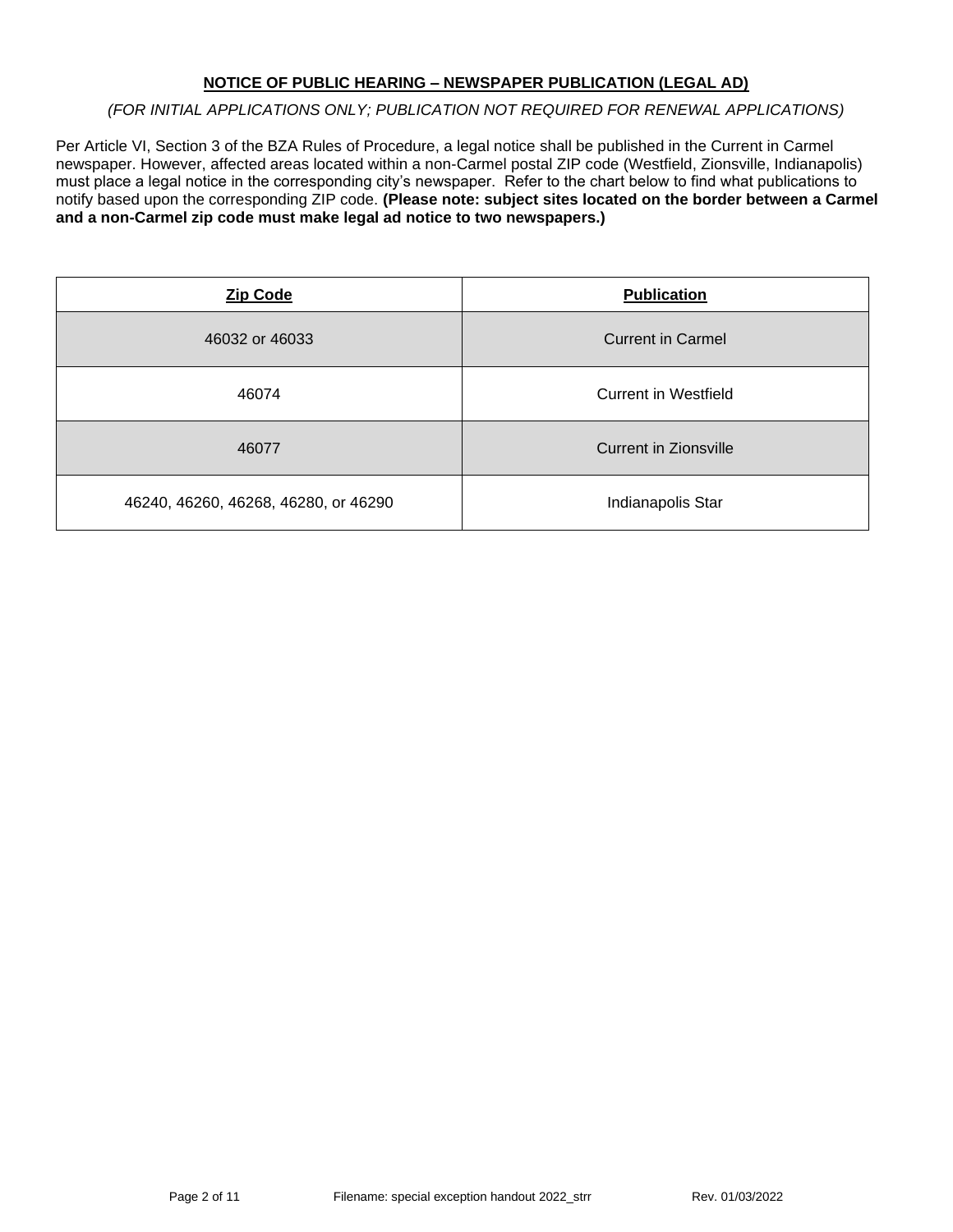## **NOTICE OF PUBLIC HEARING – NEWSPAPER PUBLICATION (LEGAL AD)**

*(FOR INITIAL APPLICATIONS ONLY; PUBLICATION NOT REQUIRED FOR RENEWAL APPLICATIONS)*

Per Article VI, Section 3 of the BZA Rules of Procedure, a legal notice shall be published in the Current in Carmel newspaper. However, affected areas located within a non-Carmel postal ZIP code (Westfield, Zionsville, Indianapolis) must place a legal notice in the corresponding city's newspaper. Refer to the chart below to find what publications to notify based upon the corresponding ZIP code. **(Please note: subject sites located on the border between a Carmel and a non-Carmel zip code must make legal ad notice to two newspapers.)**

| Zip Code | Publication |
|---|---|
| 46032 or 46033 | Current in Carmel |
| 46074 | Current in Westfield |
| 46077 | Current in Zionsville |
| 46240, 46260, 46268, 46280, or 46290 | Indianapolis Star |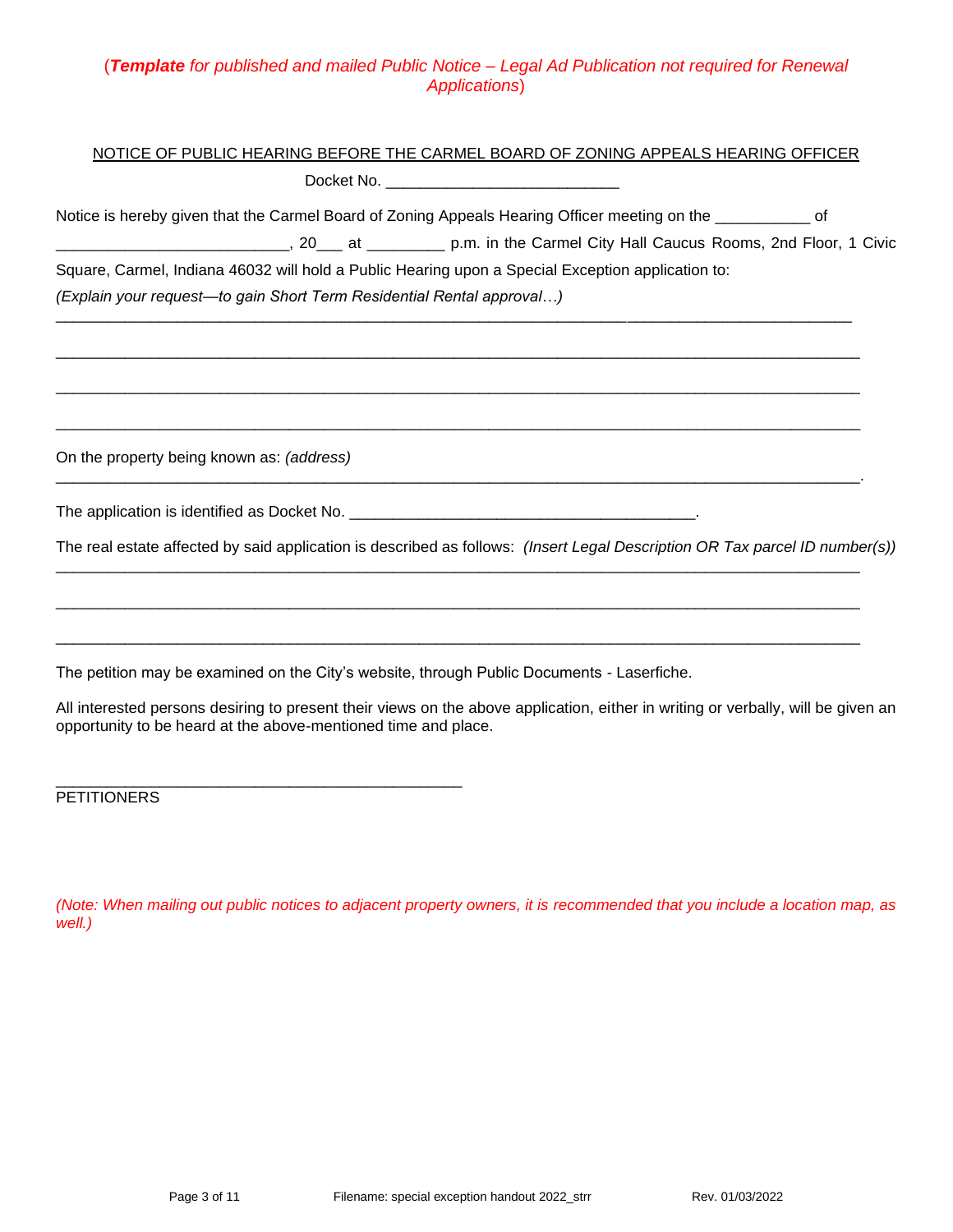(***Template*** *for published and mailed Public Notice – Legal Ad Publication not required for Renewal Applications*)

NOTICE OF PUBLIC HEARING BEFORE THE CARMEL BOARD OF ZONING APPEALS HEARING OFFICER

Docket No. ___________________________

Notice is hereby given that the Carmel Board of Zoning Appeals Hearing Officer meeting on the ___________ of __________________________, 20___ at _________ p.m. in the Carmel City Hall Caucus Rooms, 2nd Floor, 1 Civic Square, Carmel, Indiana 46032 will hold a Public Hearing upon a Special Exception application to:

*(Explain your request—to gain Short Term Residential Rental approval…)*

_____________________________________________________________________________________________

_____________________________________________________________________________________________

_____________________________________________________________________________________________

_____________________________________________________________________________________________

On the property being known as: *(address)*

_____________________________________________________________________________________________.

The application is identified as Docket No. ________________________________________.

The real estate affected by said application is described as follows: *(Insert Legal Description OR Tax parcel ID number(s))*

_____________________________________________________________________________________________

_____________________________________________________________________________________________

_____________________________________________________________________________________________

The petition may be examined on the City's website, through Public Documents - Laserfiche.

All interested persons desiring to present their views on the above application, either in writing or verbally, will be given an opportunity to be heard at the above-mentioned time and place.

_______________________________________________

PETITIONERS

*(Note: When mailing out public notices to adjacent property owners, it is recommended that you include a location map, as well.)*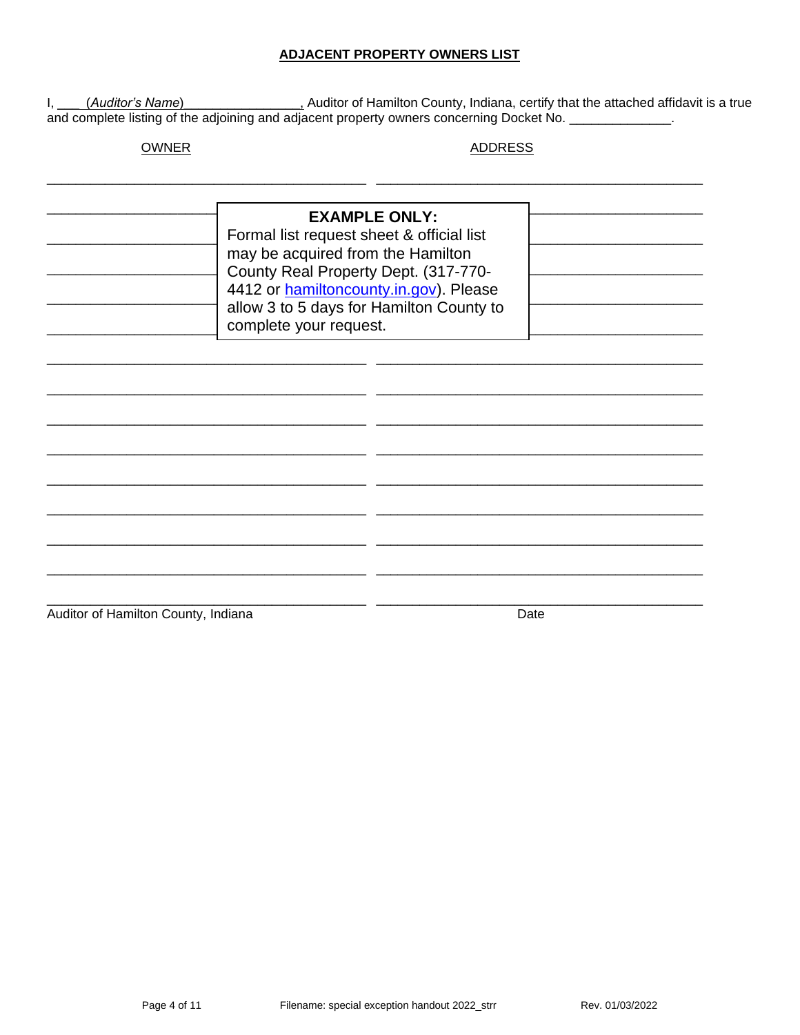## ADJACENT PROPERTY OWNERS LIST

I, ____ *(Auditor's Name)* ________________, Auditor of Hamilton County, Indiana, certify that the attached affidavit is a true and complete listing of the adjoining and adjacent property owners concerning Docket No. ______________.

| OWNER | ADDRESS |
|---|---|
| | |
| | |
| | |
| | |
| | |
| | |
| | |
| | |
| | |
| | |
| | |
| | |
| | |
| | |

**EXAMPLE ONLY:**
Formal list request sheet & official list may be acquired from the Hamilton County Real Property Dept. (317-770-4412 or hamiltoncounty.in.gov). Please allow 3 to 5 days for Hamilton County to complete your request.

_________________________________________ _________________________________________
Auditor of Hamilton County, Indiana Date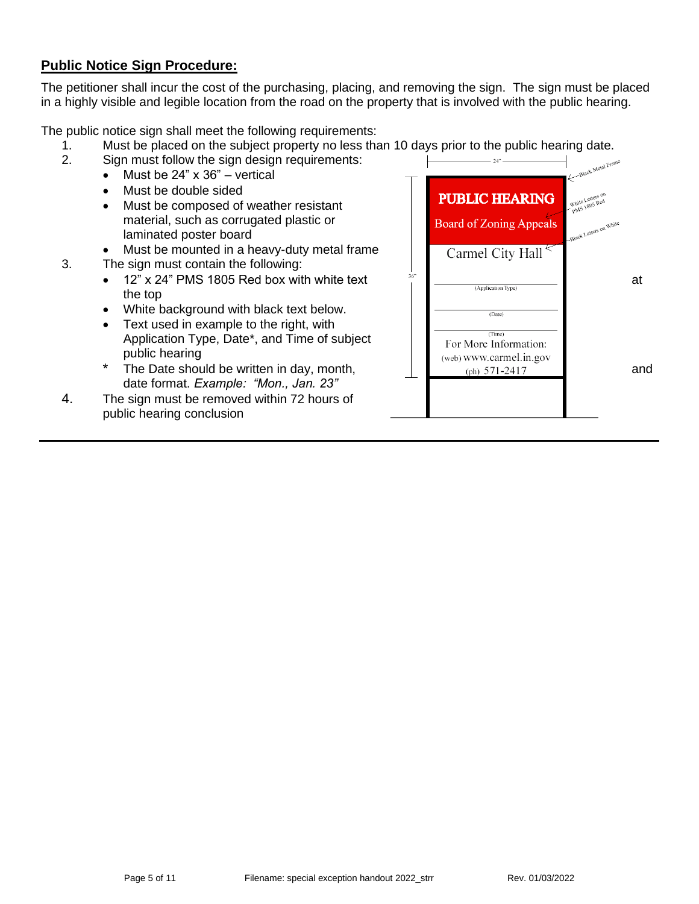## **Public Notice Sign Procedure:**

The petitioner shall incur the cost of the purchasing, placing, and removing the sign. The sign must be placed in a highly visible and legible location from the road on the property that is involved with the public hearing.

The public notice sign shall meet the following requirements:

1. Must be placed on the subject property no less than 10 days prior to the public hearing date.
2. Sign must follow the sign design requirements:
   - Must be 24" x 36" – vertical
   - Must be double sided
   - Must be composed of weather resistant material, such as corrugated plastic or laminated poster board
   - Must be mounted in a heavy-duty metal frame
3. The sign must contain the following:
   - 12" x 24" PMS 1805 Red box with white text at the top
   - White background with black text below.
   - Text used in example to the right, with Application Type, Date*, and Time of subject public hearing and

   \* The Date should be written in day, month, date format. *Example: "Mon., Jan. 23"*
4. The sign must be removed within 72 hours of public hearing conclusion

24"

36"

Black Metal Frame

White Letters on PMS 1805 Red

Black Letters on White

PUBLIC HEARING

Board of Zoning Appeals

Carmel City Hall

(Application Type)

(Date)

(Time)

For More Information:

(web) www.carmel.in.gov

(ph) 571-2417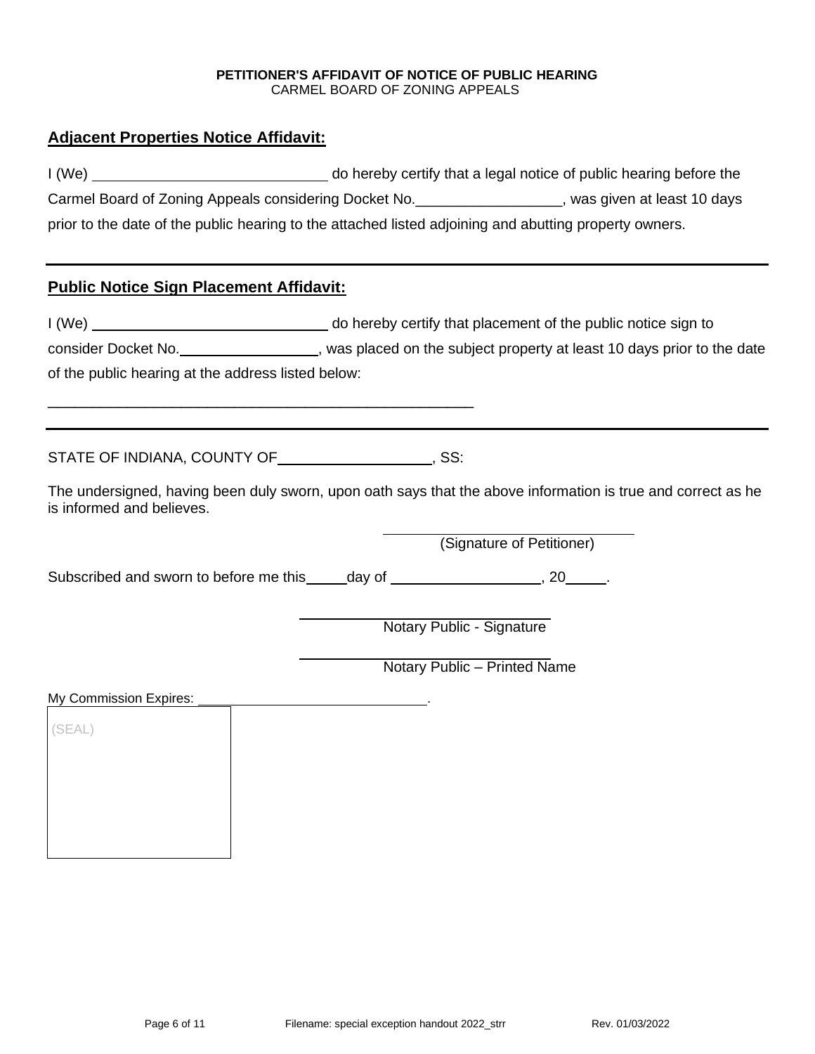**PETITIONER'S AFFIDAVIT OF NOTICE OF PUBLIC HEARING**
CARMEL BOARD OF ZONING APPEALS

## Adjacent Properties Notice Affidavit:

I (We) ______________________________ do hereby certify that a legal notice of public hearing before the Carmel Board of Zoning Appeals considering Docket No.__________________, was given at least 10 days prior to the date of the public hearing to the attached listed adjoining and abutting property owners.

---

## Public Notice Sign Placement Affidavit:

I (We) ______________________________ do hereby certify that placement of the public notice sign to consider Docket No._________________, was placed on the subject property at least 10 days prior to the date of the public hearing at the address listed below:

_______________________________________________________

---

STATE OF INDIANA, COUNTY OF___________________, SS:

The undersigned, having been duly sworn, upon oath says that the above information is true and correct as he is informed and believes.

______________________________
(Signature of Petitioner)

Subscribed and sworn to before me this_____day of ___________________, 20_____.

______________________________
Notary Public - Signature

______________________________
Notary Public – Printed Name

My Commission Expires: ______________________________.

(SEAL)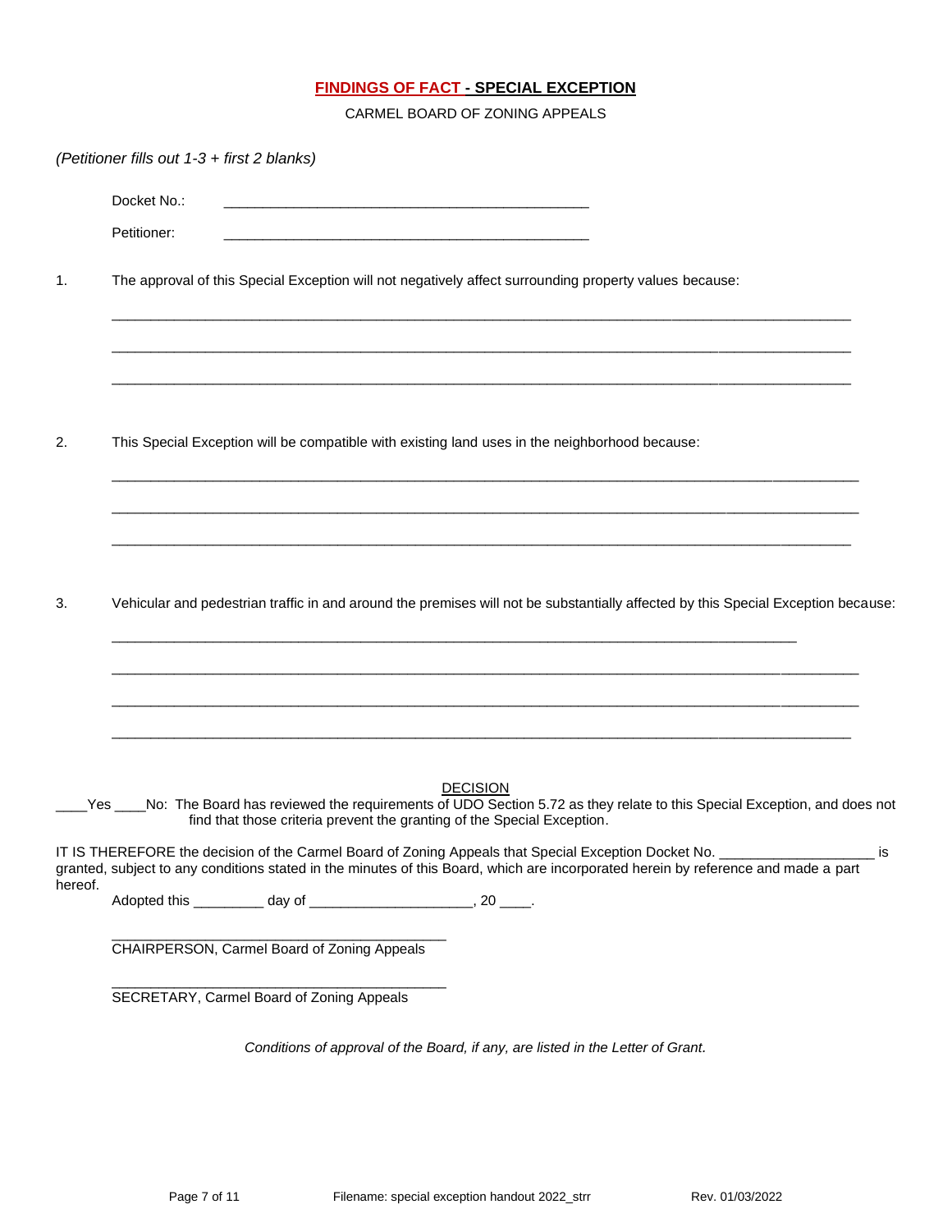# FINDINGS OF FACT - SPECIAL EXCEPTION

CARMEL BOARD OF ZONING APPEALS

*(Petitioner fills out 1-3 + first 2 blanks)*

Docket No.: ______________________________________________

Petitioner: ______________________________________________

1. The approval of this Special Exception will not negatively affect surrounding property values because:

______________________________________________________________________________________

______________________________________________________________________________________

______________________________________________________________________________________

2. This Special Exception will be compatible with existing land uses in the neighborhood because:

______________________________________________________________________________________

______________________________________________________________________________________

______________________________________________________________________________________

3. Vehicular and pedestrian traffic in and around the premises will not be substantially affected by this Special Exception because:

______________________________________________________________________________________

______________________________________________________________________________________

______________________________________________________________________________________

______________________________________________________________________________________

## DECISION

____Yes ____No: The Board has reviewed the requirements of UDO Section 5.72 as they relate to this Special Exception, and does not find that those criteria prevent the granting of the Special Exception.

IT IS THEREFORE the decision of the Carmel Board of Zoning Appeals that Special Exception Docket No. ____________________ is granted, subject to any conditions stated in the minutes of this Board, which are incorporated herein by reference and made a part hereof.

Adopted this _________ day of ____________________, 20 ____.

__________________________________________
CHAIRPERSON, Carmel Board of Zoning Appeals

__________________________________________
SECRETARY, Carmel Board of Zoning Appeals

*Conditions of approval of the Board, if any, are listed in the Letter of Grant.*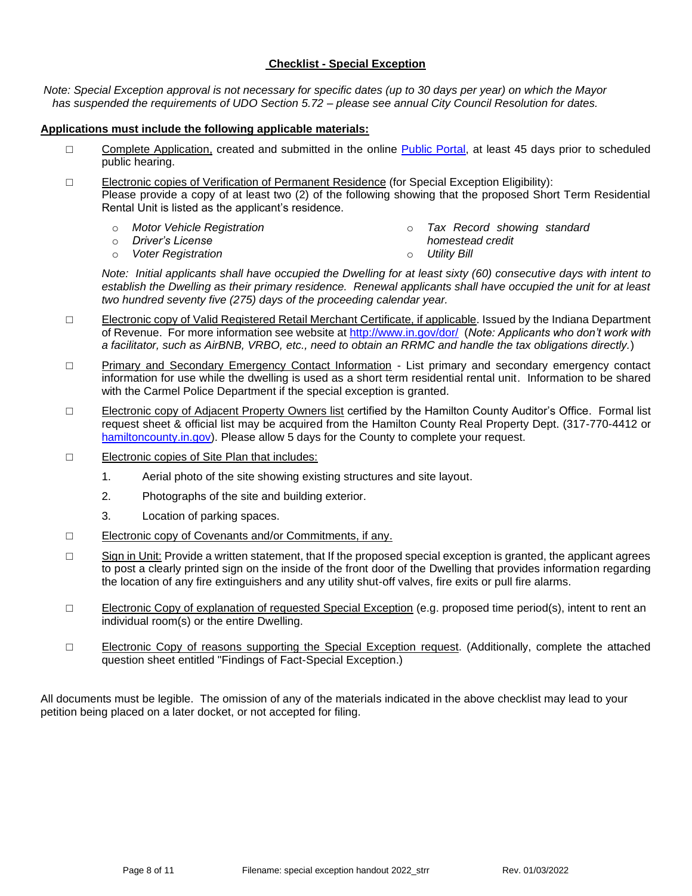## Checklist - Special Exception

*Note: Special Exception approval is not necessary for specific dates (up to 30 days per year) on which the Mayor has suspended the requirements of UDO Section 5.72 – please see annual City Council Resolution for dates.*

**Applications must include the following applicable materials:**

- ☐ Complete Application, created and submitted in the online Public Portal, at least 45 days prior to scheduled public hearing.

- ☐ Electronic copies of Verification of Permanent Residence (for Special Exception Eligibility): Please provide a copy of at least two (2) of the following showing that the proposed Short Term Residential Rental Unit is listed as the applicant's residence.
  - *Motor Vehicle Registration*
  - *Driver's License*
  - *Voter Registration*
  - *Tax Record showing standard homestead credit*
  - *Utility Bill*

  *Note: Initial applicants shall have occupied the Dwelling for at least sixty (60) consecutive days with intent to establish the Dwelling as their primary residence. Renewal applicants shall have occupied the unit for at least two hundred seventy five (275) days of the proceeding calendar year.*

- ☐ Electronic copy of Valid Registered Retail Merchant Certificate, if applicable. Issued by the Indiana Department of Revenue. For more information see website at http://www.in.gov/dor/ (*Note: Applicants who don't work with a facilitator, such as AirBNB, VRBO, etc., need to obtain an RRMC and handle the tax obligations directly.*)

- ☐ Primary and Secondary Emergency Contact Information - List primary and secondary emergency contact information for use while the dwelling is used as a short term residential rental unit. Information to be shared with the Carmel Police Department if the special exception is granted.

- ☐ Electronic copy of Adjacent Property Owners list certified by the Hamilton County Auditor's Office. Formal list request sheet & official list may be acquired from the Hamilton County Real Property Dept. (317-770-4412 or hamiltoncounty.in.gov). Please allow 5 days for the County to complete your request.

- ☐ Electronic copies of Site Plan that includes:
  1. Aerial photo of the site showing existing structures and site layout.
  2. Photographs of the site and building exterior.
  3. Location of parking spaces.

- ☐ Electronic copy of Covenants and/or Commitments, if any.

- ☐ Sign in Unit: Provide a written statement, that If the proposed special exception is granted, the applicant agrees to post a clearly printed sign on the inside of the front door of the Dwelling that provides information regarding the location of any fire extinguishers and any utility shut-off valves, fire exits or pull fire alarms.

- ☐ Electronic Copy of explanation of requested Special Exception (e.g. proposed time period(s), intent to rent an individual room(s) or the entire Dwelling.

- ☐ Electronic Copy of reasons supporting the Special Exception request. (Additionally, complete the attached question sheet entitled "Findings of Fact-Special Exception.)

All documents must be legible. The omission of any of the materials indicated in the above checklist may lead to your petition being placed on a later docket, or not accepted for filing.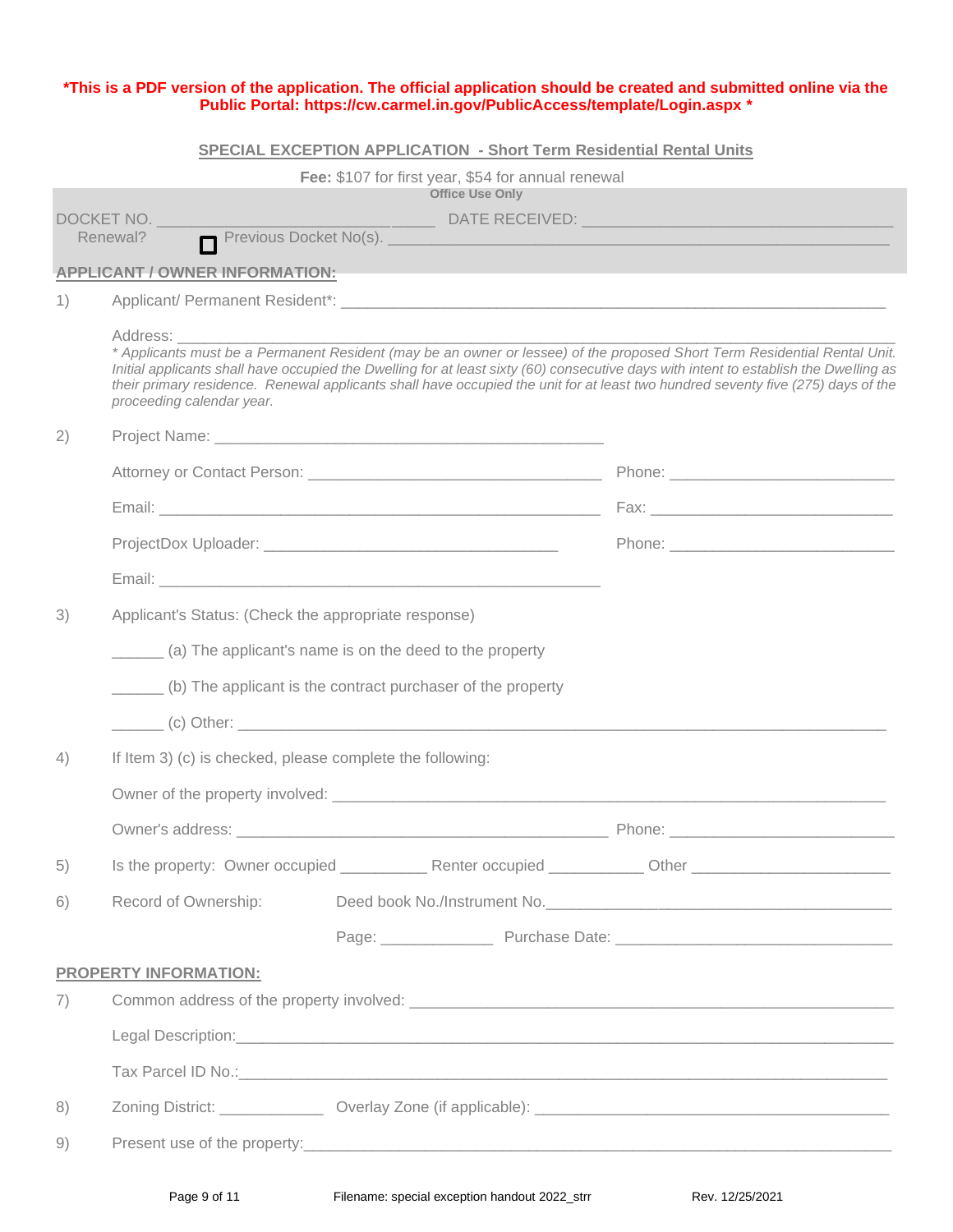**\*This is a PDF version of the application. The official application should be created and submitted online via the Public Portal: https://cw.carmel.in.gov/PublicAccess/template/Login.aspx \***

## SPECIAL EXCEPTION APPLICATION - Short Term Residential Rental Units

**Fee:** $107 for first year, $54 for annual renewal

**Office Use Only**

DOCKET NO. ______________________________ DATE RECEIVED: __________________________________

Renewal? ☐ Previous Docket No(s). _____________________________________________________

### APPLICANT / OWNER INFORMATION:

1) Applicant/ Permanent Resident\*: ____________________________________________________________

   Address: ______________________________________________________________________________

   *\* Applicants must be a Permanent Resident (may be an owner or lessee) of the proposed Short Term Residential Rental Unit. Initial applicants shall have occupied the Dwelling for at least sixty (60) consecutive days with intent to establish the Dwelling as their primary residence. Renewal applicants shall have occupied the unit for at least two hundred seventy five (275) days of the proceeding calendar year.*

2) Project Name: ____________________________________________

   Attorney or Contact Person: _________________________________ Phone: __________________________

   Email: __________________________________________________ Fax: ____________________________

   ProjectDox Uploader: ________________________________ Phone: __________________________

   Email: __________________________________________________

3) Applicant's Status: (Check the appropriate response)

   ______ (a) The applicant's name is on the deed to the property

   ______ (b) The applicant is the contract purchaser of the property

   ______ (c) Other: __________________________________________________________________________

4) If Item 3) (c) is checked, please complete the following:

   Owner of the property involved: _______________________________________________________________

   Owner's address: ___________________________________________ Phone: __________________________

5) Is the property: Owner occupied __________ Renter occupied ___________ Other _______________________

6) Record of Ownership: Deed book No./Instrument No.________________________________________

   Page: _____________ Purchase Date: ________________________________

### PROPERTY INFORMATION:

7) Common address of the property involved: ________________________________________________________

   Legal Description:_______________________________________________________________________________

   Tax Parcel ID No.:_______________________________________________________________________________

8) Zoning District: ____________ Overlay Zone (if applicable): __________________________________________

9) Present use of the property:__________________________________________________________________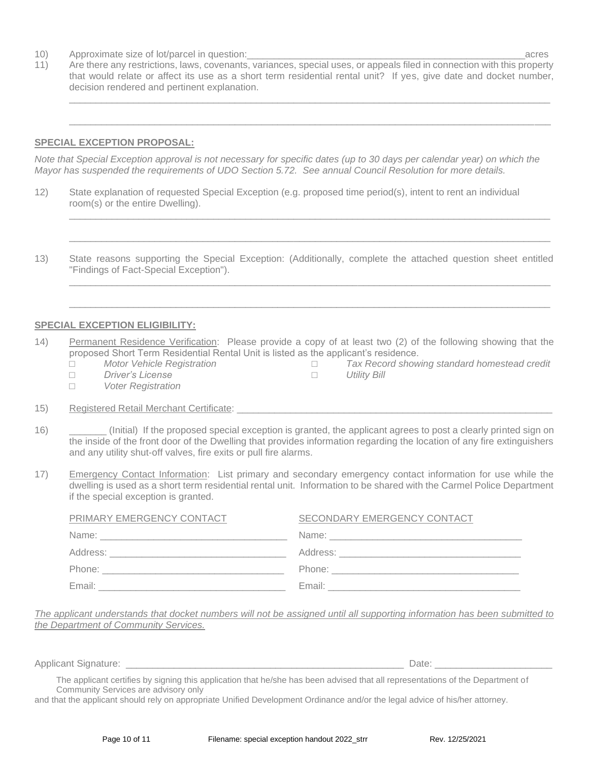10) Approximate size of lot/parcel in question:_____________________________________________________acres

11) Are there any restrictions, laws, covenants, variances, special uses, or appeals filed in connection with this property that would relate or affect its use as a short term residential rental unit? If yes, give date and docket number, decision rendered and pertinent explanation.

_____________________________________________________________________________________________

_____________________________________________________________________________________________

**SPECIAL EXCEPTION PROPOSAL:**

*Note that Special Exception approval is not necessary for specific dates (up to 30 days per calendar year) on which the Mayor has suspended the requirements of UDO Section 5.72. See annual Council Resolution for more details.*

12) State explanation of requested Special Exception (e.g. proposed time period(s), intent to rent an individual room(s) or the entire Dwelling).

_____________________________________________________________________________________________

_____________________________________________________________________________________________

13) State reasons supporting the Special Exception: (Additionally, complete the attached question sheet entitled "Findings of Fact-Special Exception").

_____________________________________________________________________________________________

_____________________________________________________________________________________________

**SPECIAL EXCEPTION ELIGIBILITY:**

14) Permanent Residence Verification: Please provide a copy of at least two (2) of the following showing that the proposed Short Term Residential Rental Unit is listed as the applicant's residence.

- □ *Motor Vehicle Registration*
- □ *Driver's License*
- □ *Voter Registration*
- □ *Tax Record showing standard homestead credit*
- □ *Utility Bill*

15) Registered Retail Merchant Certificate: _______________________________________________________________

16) _______ (Initial) If the proposed special exception is granted, the applicant agrees to post a clearly printed sign on the inside of the front door of the Dwelling that provides information regarding the location of any fire extinguishers and any utility shut-off valves, fire exits or pull fire alarms.

17) Emergency Contact Information: List primary and secondary emergency contact information for use while the dwelling is used as a short term residential rental unit. Information to be shared with the Carmel Police Department if the special exception is granted.

| PRIMARY EMERGENCY CONTACT | SECONDARY EMERGENCY CONTACT |
| --- | --- |
| Name: ________________________________ | Name: ________________________________ |
| Address: ______________________________ | Address: ______________________________ |
| Phone: ________________________________ | Phone: ________________________________ |
| Email: ________________________________ | Email: ________________________________ |

*The applicant understands that docket numbers will not be assigned until all supporting information has been submitted to the Department of Community Services.*

Applicant Signature: ___________________________________________________ Date: ______________________

The applicant certifies by signing this application that he/she has been advised that all representations of the Department of Community Services are advisory only and that the applicant should rely on appropriate Unified Development Ordinance and/or the legal advice of his/her attorney.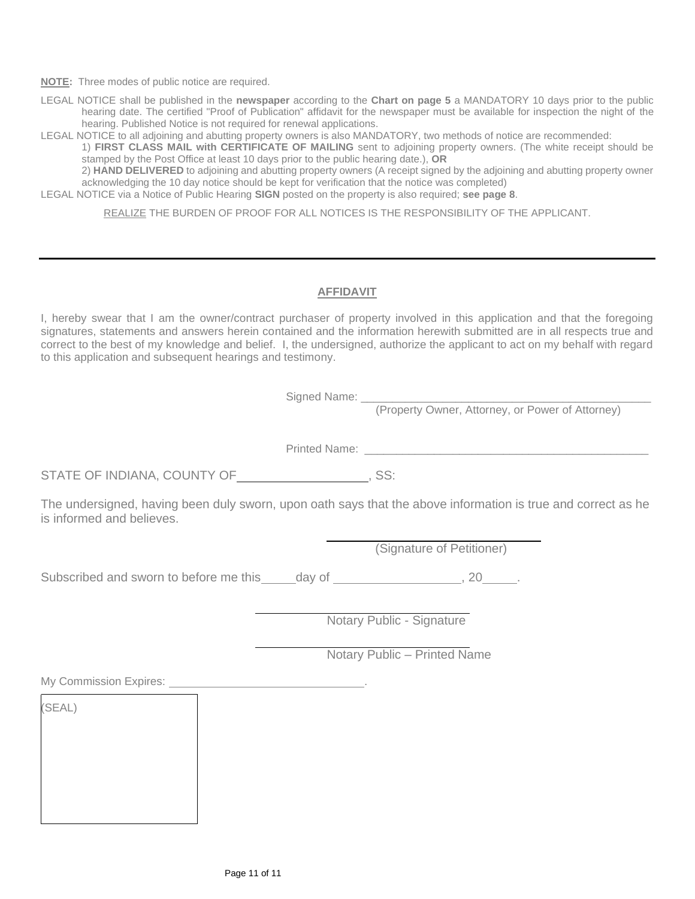**NOTE:** Three modes of public notice are required.

LEGAL NOTICE shall be published in the **newspaper** according to the **Chart on page 5** a MANDATORY 10 days prior to the public hearing date. The certified "Proof of Publication" affidavit for the newspaper must be available for inspection the night of the hearing. Published Notice is not required for renewal applications.

LEGAL NOTICE to all adjoining and abutting property owners is also MANDATORY, two methods of notice are recommended:

1) **FIRST CLASS MAIL with CERTIFICATE OF MAILING** sent to adjoining property owners. (The white receipt should be stamped by the Post Office at least 10 days prior to the public hearing date.), **OR**

2) **HAND DELIVERED** to adjoining and abutting property owners (A receipt signed by the adjoining and abutting property owner acknowledging the 10 day notice should be kept for verification that the notice was completed)

LEGAL NOTICE via a Notice of Public Hearing **SIGN** posted on the property is also required; **see page 8**.

REALIZE THE BURDEN OF PROOF FOR ALL NOTICES IS THE RESPONSIBILITY OF THE APPLICANT.

---

## AFFIDAVIT

I, hereby swear that I am the owner/contract purchaser of property involved in this application and that the foregoing signatures, statements and answers herein contained and the information herewith submitted are in all respects true and correct to the best of my knowledge and belief. I, the undersigned, authorize the applicant to act on my behalf with regard to this application and subsequent hearings and testimony.

Signed Name: ______________________________________________
(Property Owner, Attorney, or Power of Attorney)

Printed Name: ______________________________________________

STATE OF INDIANA, COUNTY OF ____________________, SS:

The undersigned, having been duly sworn, upon oath says that the above information is true and correct as he is informed and believes.

______________________________
(Signature of Petitioner)

Subscribed and sworn to before me this _____ day of ____________________, 20_____.

______________________________
Notary Public - Signature

______________________________
Notary Public – Printed Name

My Commission Expires: ______________________________.

(SEAL)